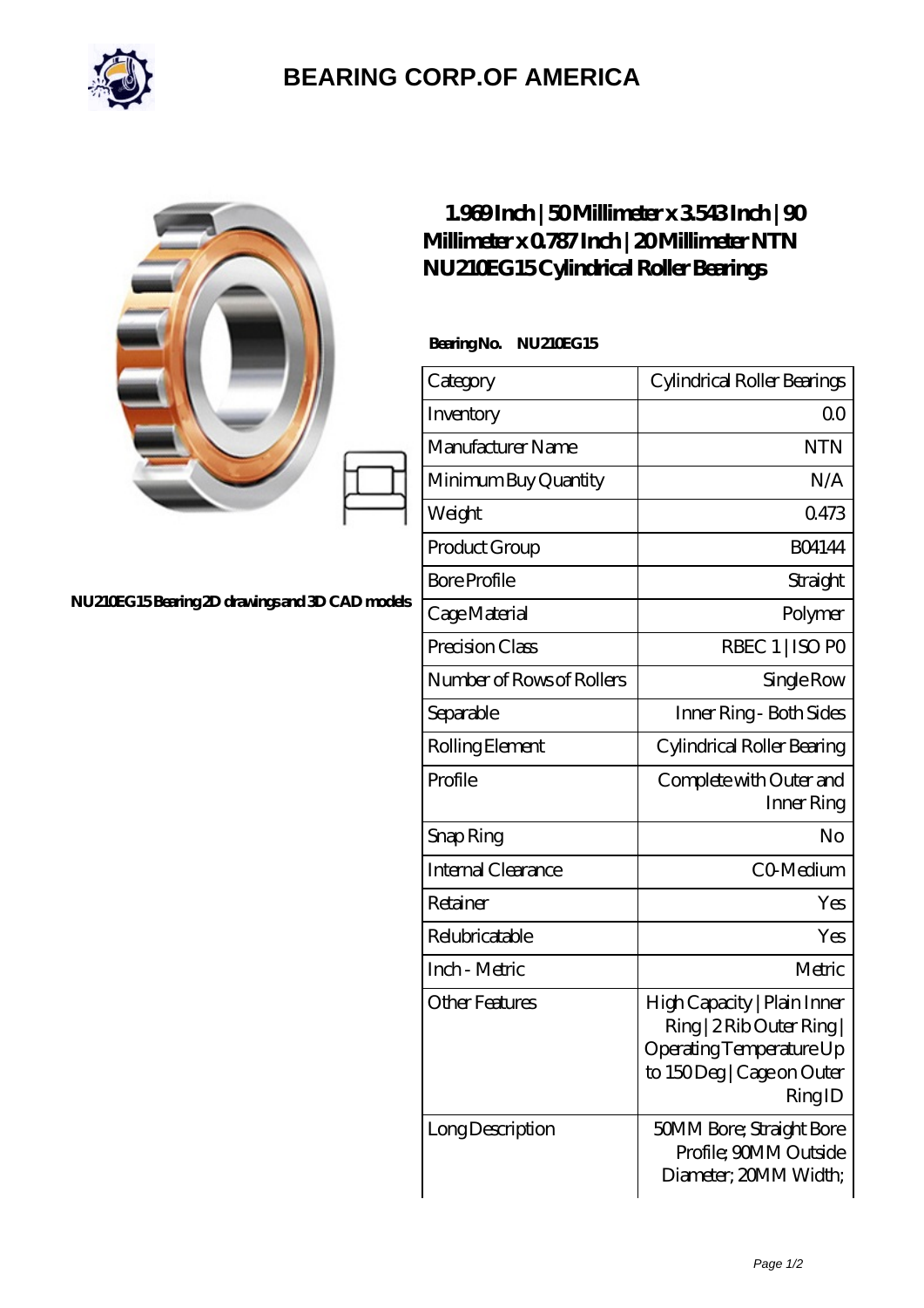# BEARING CORP.OF AMERICA

NU210EG15 Bearing 2D drawings and 3D CAD models

## 1.969 Inch | 50 Millimeter x 3.543 Inch | 90 Millimeter x 0.787 Inch | 20 Millimeter NTN NU210EG15 Cylindrical Roller Bearings

**Bearing No. NU210EG15**

| Category | Cylindrical Roller Bearings |
|---|---|
| Inventory | 0.0 |
| Manufacturer Name | NTN |
| Minimum Buy Quantity | N/A |
| Weight | 0.473 |
| Product Group | B04144 |
| Bore Profile | Straight |
| Cage Material | Polymer |
| Precision Class | RBEC 1 \| ISO P0 |
| Number of Rows of Rollers | Single Row |
| Separable | Inner Ring - Both Sides |
| Rolling Element | Cylindrical Roller Bearing |
| Profile | Complete with Outer and Inner Ring |
| Snap Ring | No |
| Internal Clearance | C0-Medium |
| Retainer | Yes |
| Relubricatable | Yes |
| Inch - Metric | Metric |
| Other Features | High Capacity \| Plain Inner Ring \| 2 Rib Outer Ring \| Operating Temperature Up to 150 Deg \| Cage on Outer Ring ID |
| Long Description | 50MM Bore; Straight Bore Profile; 90MM Outside Diameter; 20MM Width; |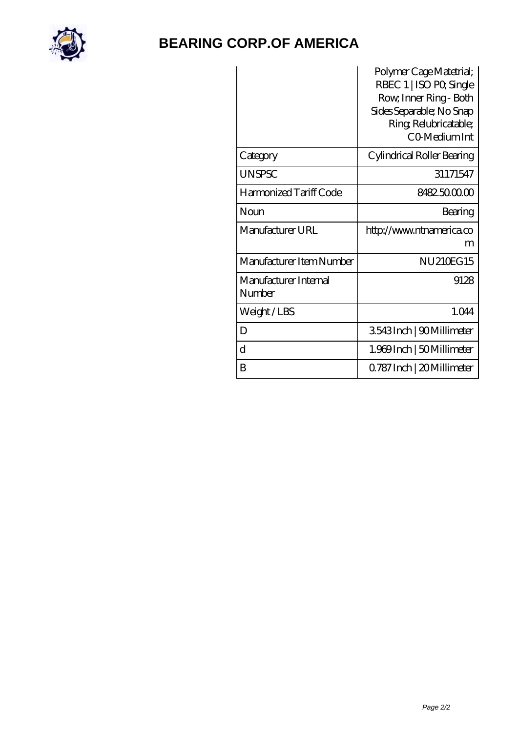# BEARING CORP.OF AMERICA

| | |
|---|---|
| | Polymer Cage Matetrial; RBEC 1 \| ISO P0; Single Row; Inner Ring - Both Sides Separable; No Snap Ring; Relubricatable; C0-Medium Int |
| Category | Cylindrical Roller Bearing |
| UNSPSC | 31171547 |
| Harmonized Tariff Code | 8482.50.00.00 |
| Noun | Bearing |
| Manufacturer URL | http://www.ntnamerica.com |
| Manufacturer Item Number | NU210EG15 |
| Manufacturer Internal Number | 9128 |
| Weight / LBS | 1.044 |
| D | 3.543 Inch \| 90 Millimeter |
| d | 1.969 Inch \| 50 Millimeter |
| B | 0.787 Inch \| 20 Millimeter |